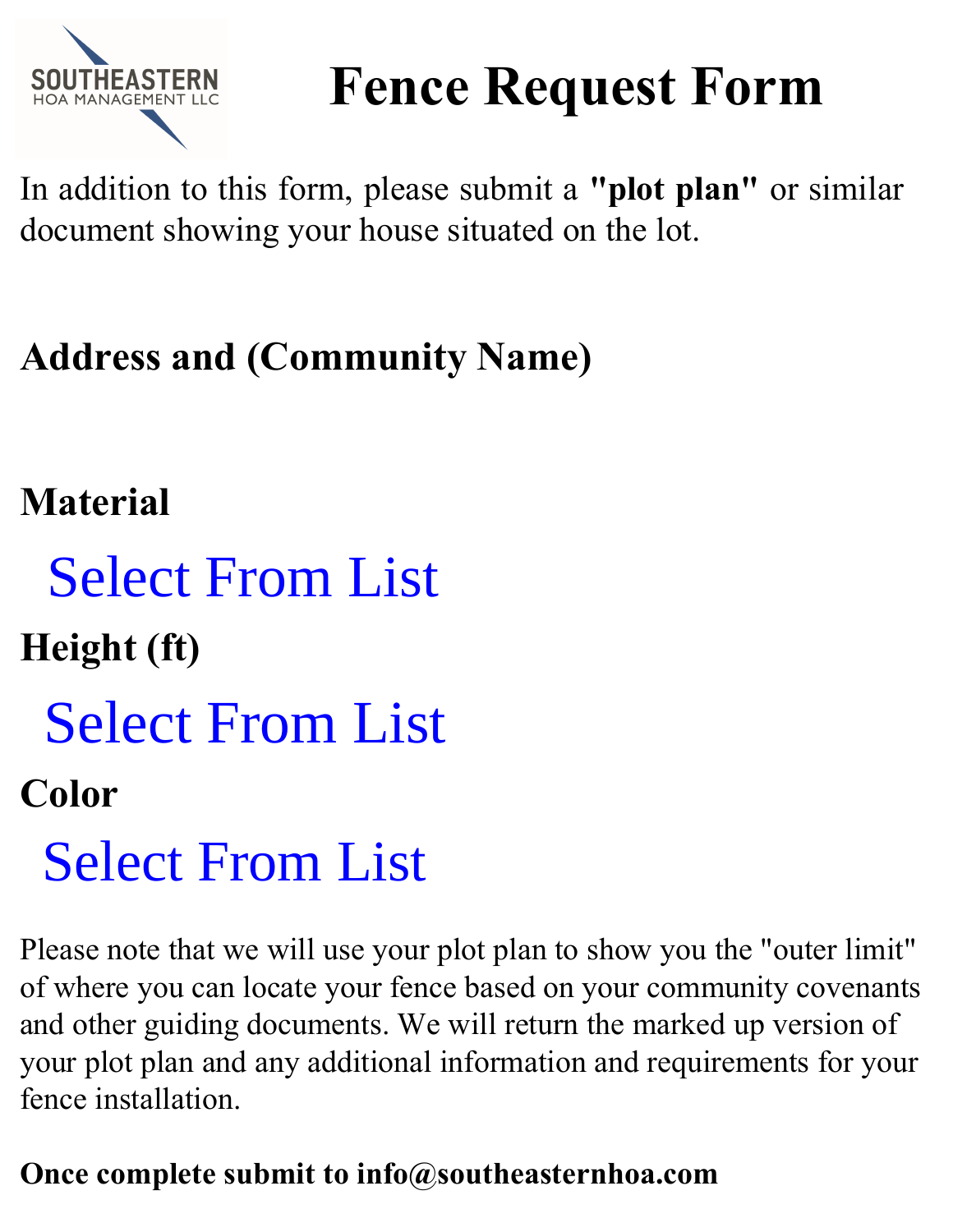SOUTHEASTERN
HOA MANAGEMENT LLC

# Fence Request Form

In addition to this form, please submit a **"plot plan"** or similar document showing your house situated on the lot.

**Address and (Community Name)**

**Material**

Select From List

**Height (ft)**

Select From List

**Color**

Select From List

Please note that we will use your plot plan to show you the "outer limit" of where you can locate your fence based on your community covenants and other guiding documents. We will return the marked up version of your plot plan and any additional information and requirements for your fence installation.

**Once complete submit to info@southeasternhoa.com**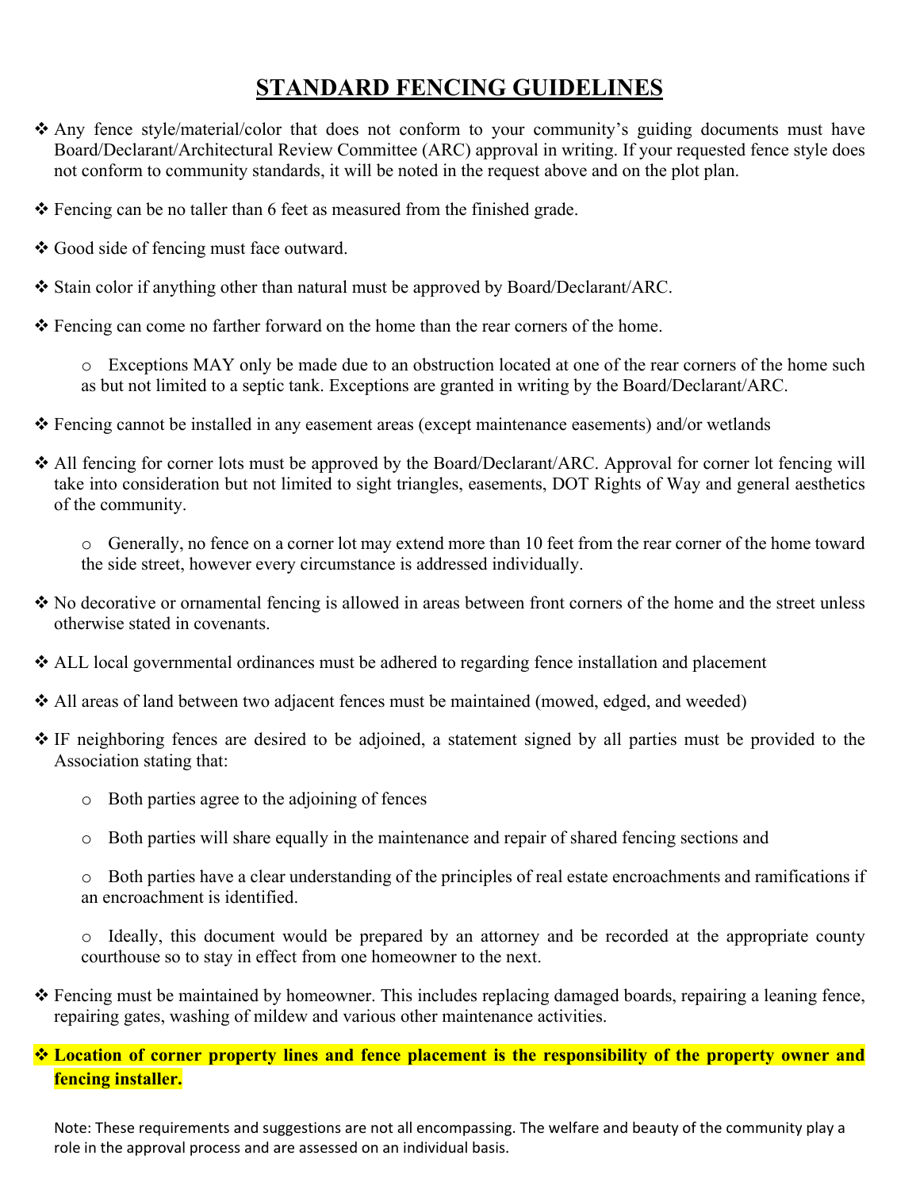# STANDARD FENCING GUIDELINES

- Any fence style/material/color that does not conform to your community's guiding documents must have Board/Declarant/Architectural Review Committee (ARC) approval in writing. If your requested fence style does not conform to community standards, it will be noted in the request above and on the plot plan.
- Fencing can be no taller than 6 feet as measured from the finished grade.
- Good side of fencing must face outward.
- Stain color if anything other than natural must be approved by Board/Declarant/ARC.
- Fencing can come no farther forward on the home than the rear corners of the home.
  - Exceptions MAY only be made due to an obstruction located at one of the rear corners of the home such as but not limited to a septic tank. Exceptions are granted in writing by the Board/Declarant/ARC.
- Fencing cannot be installed in any easement areas (except maintenance easements) and/or wetlands
- All fencing for corner lots must be approved by the Board/Declarant/ARC. Approval for corner lot fencing will take into consideration but not limited to sight triangles, easements, DOT Rights of Way and general aesthetics of the community.
  - Generally, no fence on a corner lot may extend more than 10 feet from the rear corner of the home toward the side street, however every circumstance is addressed individually.
- No decorative or ornamental fencing is allowed in areas between front corners of the home and the street unless otherwise stated in covenants.
- ALL local governmental ordinances must be adhered to regarding fence installation and placement
- All areas of land between two adjacent fences must be maintained (mowed, edged, and weeded)
- IF neighboring fences are desired to be adjoined, a statement signed by all parties must be provided to the Association stating that:
  - Both parties agree to the adjoining of fences
  - Both parties will share equally in the maintenance and repair of shared fencing sections and
  - Both parties have a clear understanding of the principles of real estate encroachments and ramifications if an encroachment is identified.
  - Ideally, this document would be prepared by an attorney and be recorded at the appropriate county courthouse so to stay in effect from one homeowner to the next.
- Fencing must be maintained by homeowner. This includes replacing damaged boards, repairing a leaning fence, repairing gates, washing of mildew and various other maintenance activities.
- **Location of corner property lines and fence placement is the responsibility of the property owner and fencing installer.**

Note: These requirements and suggestions are not all encompassing. The welfare and beauty of the community play a role in the approval process and are assessed on an individual basis.